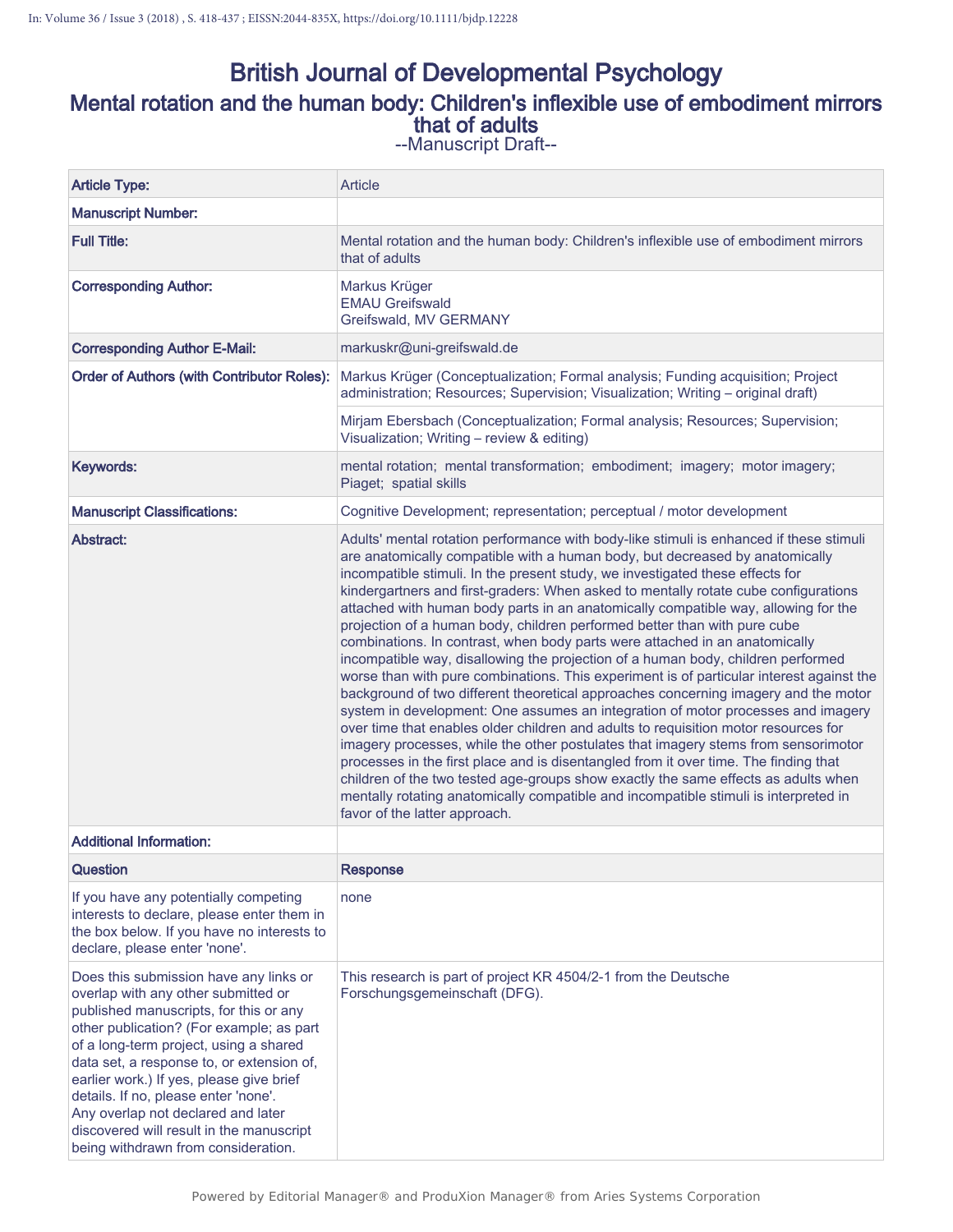In: Volume 36 / Issue 3 (2018) , S. 418-437 ; EISSN:2044-835X, https://doi.org/10.1111/bjdp.12228

# British Journal of Developmental Psychology

## Mental rotation and the human body: Children's inflexible use of embodiment mirrors that of adults

--Manuscript Draft--

| | |
|---|---|
| **Article Type:** | Article |
| **Manuscript Number:** | |
| **Full Title:** | Mental rotation and the human body: Children's inflexible use of embodiment mirrors that of adults |
| **Corresponding Author:** | Markus Krüger<br>EMAU Greifswald<br>Greifswald, MV GERMANY |
| **Corresponding Author E-Mail:** | markuskr@uni-greifswald.de |
| **Order of Authors (with Contributor Roles):** | Markus Krüger (Conceptualization; Formal analysis; Funding acquisition; Project administration; Resources; Supervision; Visualization; Writing – original draft) |
| | Mirjam Ebersbach (Conceptualization; Formal analysis; Resources; Supervision; Visualization; Writing – review & editing) |
| **Keywords:** | mental rotation; mental transformation; embodiment; imagery; motor imagery; Piaget; spatial skills |
| **Manuscript Classifications:** | Cognitive Development; representation; perceptual / motor development |
| **Abstract:** | Adults' mental rotation performance with body-like stimuli is enhanced if these stimuli are anatomically compatible with a human body, but decreased by anatomically incompatible stimuli. In the present study, we investigated these effects for kindergartners and first-graders: When asked to mentally rotate cube configurations attached with human body parts in an anatomically compatible way, allowing for the projection of a human body, children performed better than with pure cube combinations. In contrast, when body parts were attached in an anatomically incompatible way, disallowing the projection of a human body, children performed worse than with pure combinations. This experiment is of particular interest against the background of two different theoretical approaches concerning imagery and the motor system in development: One assumes an integration of motor processes and imagery over time that enables older children and adults to requisition motor resources for imagery processes, while the other postulates that imagery stems from sensorimotor processes in the first place and is disentangled from it over time. The finding that children of the two tested age-groups show exactly the same effects as adults when mentally rotating anatomically compatible and incompatible stimuli is interpreted in favor of the latter approach. |
| **Additional Information:** | |
| **Question** | **Response** |
| If you have any potentially competing interests to declare, please enter them in the box below. If you have no interests to declare, please enter 'none'. | none |
| Does this submission have any links or overlap with any other submitted or published manuscripts, for this or any other publication? (For example; as part of a long-term project, using a shared data set, a response to, or extension of, earlier work.) If yes, please give brief details. If no, please enter 'none'. Any overlap not declared and later discovered will result in the manuscript being withdrawn from consideration. | This research is part of project KR 4504/2-1 from the Deutsche Forschungsgemeinschaft (DFG). |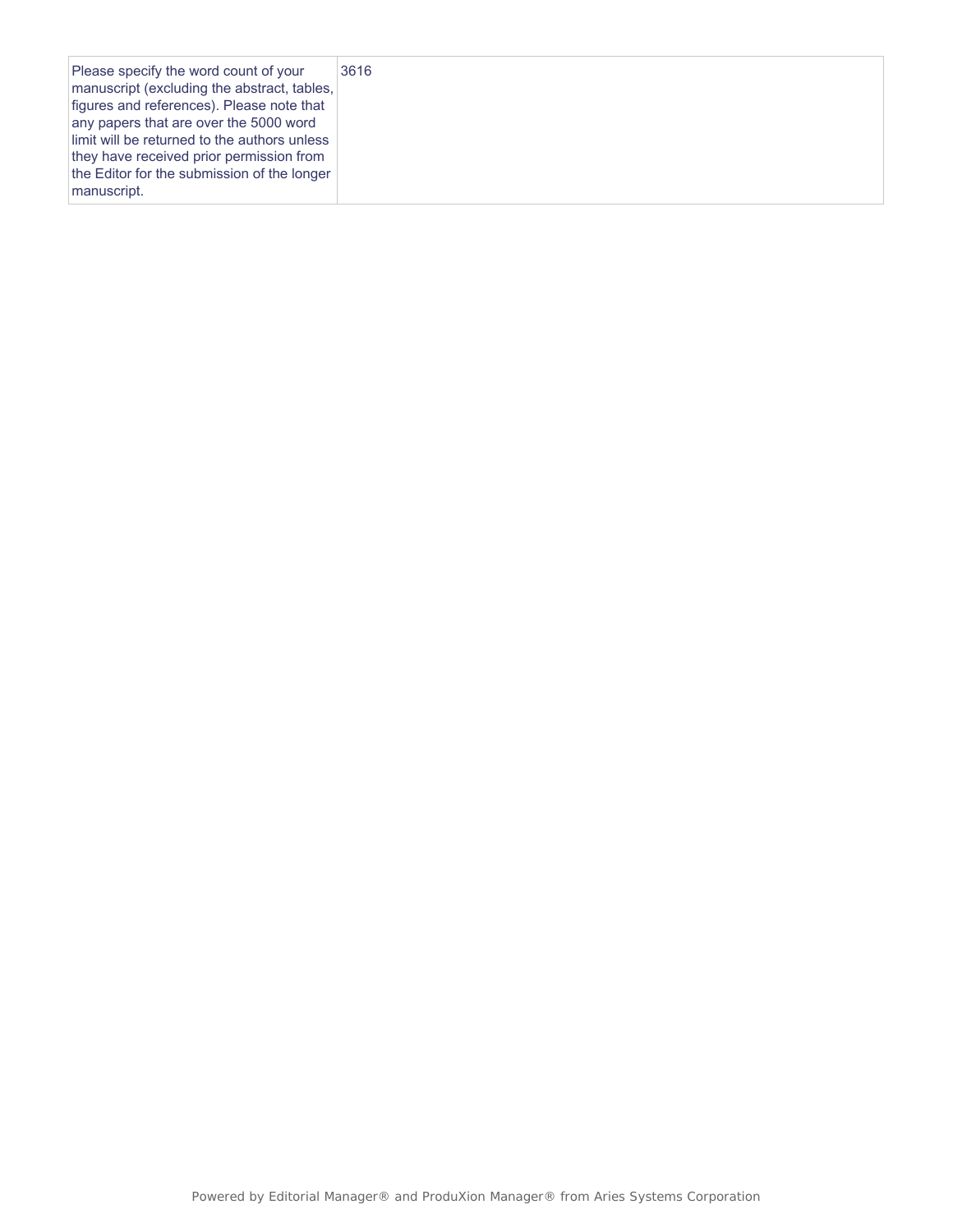| Please specify the word count of your manuscript (excluding the abstract, tables, figures and references). Please note that any papers that are over the 5000 word limit will be returned to the authors unless they have received prior permission from the Editor for the submission of the longer manuscript. | 3616 |
| --- | --- |

Powered by Editorial Manager® and ProduXion Manager® from Aries Systems Corporation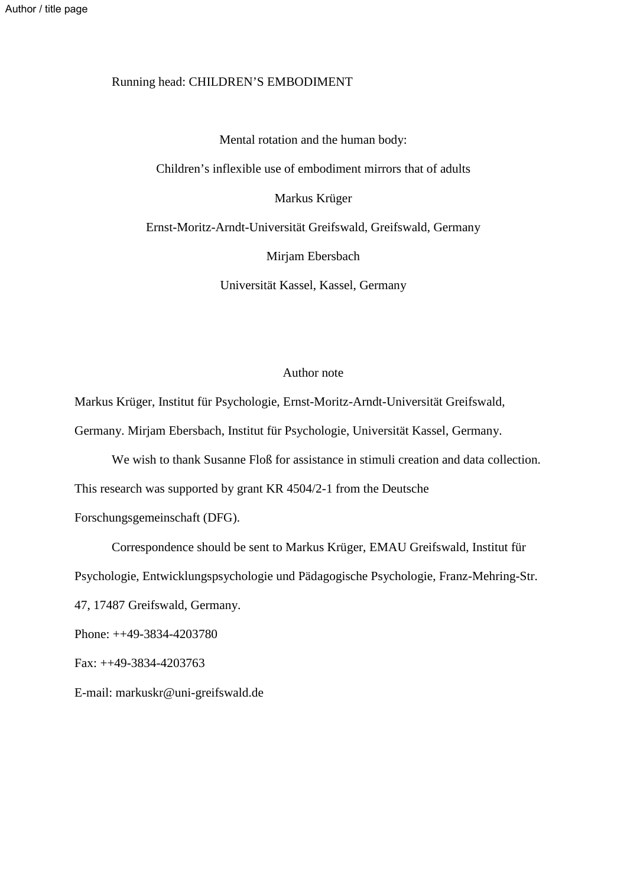Running head: CHILDREN'S EMBODIMENT

# Mental rotation and the human body: Children's inflexible use of embodiment mirrors that of adults

Markus Krüger

Ernst-Moritz-Arndt-Universität Greifswald, Greifswald, Germany

Mirjam Ebersbach

Universität Kassel, Kassel, Germany

## Author note

Markus Krüger, Institut für Psychologie, Ernst-Moritz-Arndt-Universität Greifswald, Germany. Mirjam Ebersbach, Institut für Psychologie, Universität Kassel, Germany.

We wish to thank Susanne Floß for assistance in stimuli creation and data collection. This research was supported by grant KR 4504/2-1 from the Deutsche Forschungsgemeinschaft (DFG).

Correspondence should be sent to Markus Krüger, EMAU Greifswald, Institut für Psychologie, Entwicklungspsychologie und Pädagogische Psychologie, Franz-Mehring-Str. 47, 17487 Greifswald, Germany.

Phone: ++49-3834-4203780

Fax: ++49-3834-4203763

E-mail: markuskr@uni-greifswald.de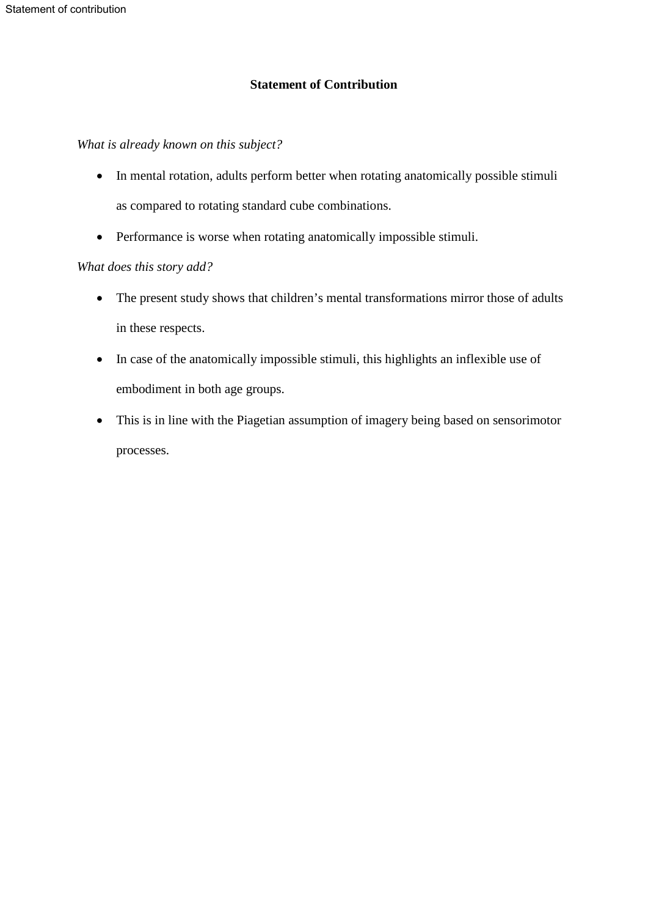## Statement of Contribution

*What is already known on this subject?*

- In mental rotation, adults perform better when rotating anatomically possible stimuli as compared to rotating standard cube combinations.
- Performance is worse when rotating anatomically impossible stimuli.

*What does this story add?*

- The present study shows that children's mental transformations mirror those of adults in these respects.
- In case of the anatomically impossible stimuli, this highlights an inflexible use of embodiment in both age groups.
- This is in line with the Piagetian assumption of imagery being based on sensorimotor processes.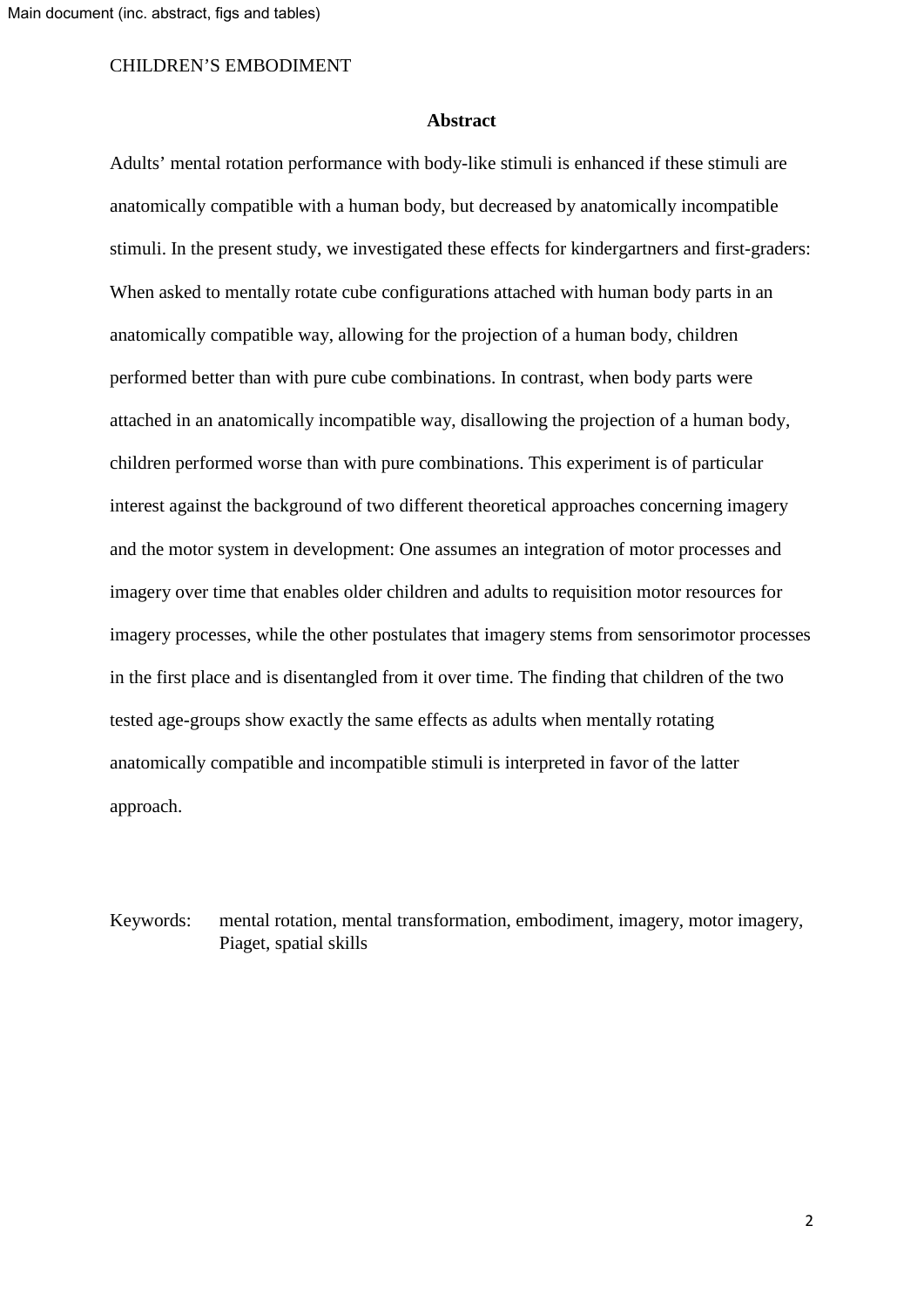## Abstract

Adults' mental rotation performance with body-like stimuli is enhanced if these stimuli are anatomically compatible with a human body, but decreased by anatomically incompatible stimuli. In the present study, we investigated these effects for kindergartners and first-graders: When asked to mentally rotate cube configurations attached with human body parts in an anatomically compatible way, allowing for the projection of a human body, children performed better than with pure cube combinations. In contrast, when body parts were attached in an anatomically incompatible way, disallowing the projection of a human body, children performed worse than with pure combinations. This experiment is of particular interest against the background of two different theoretical approaches concerning imagery and the motor system in development: One assumes an integration of motor processes and imagery over time that enables older children and adults to requisition motor resources for imagery processes, while the other postulates that imagery stems from sensorimotor processes in the first place and is disentangled from it over time. The finding that children of the two tested age-groups show exactly the same effects as adults when mentally rotating anatomically compatible and incompatible stimuli is interpreted in favor of the latter approach.

Keywords: mental rotation, mental transformation, embodiment, imagery, motor imagery, Piaget, spatial skills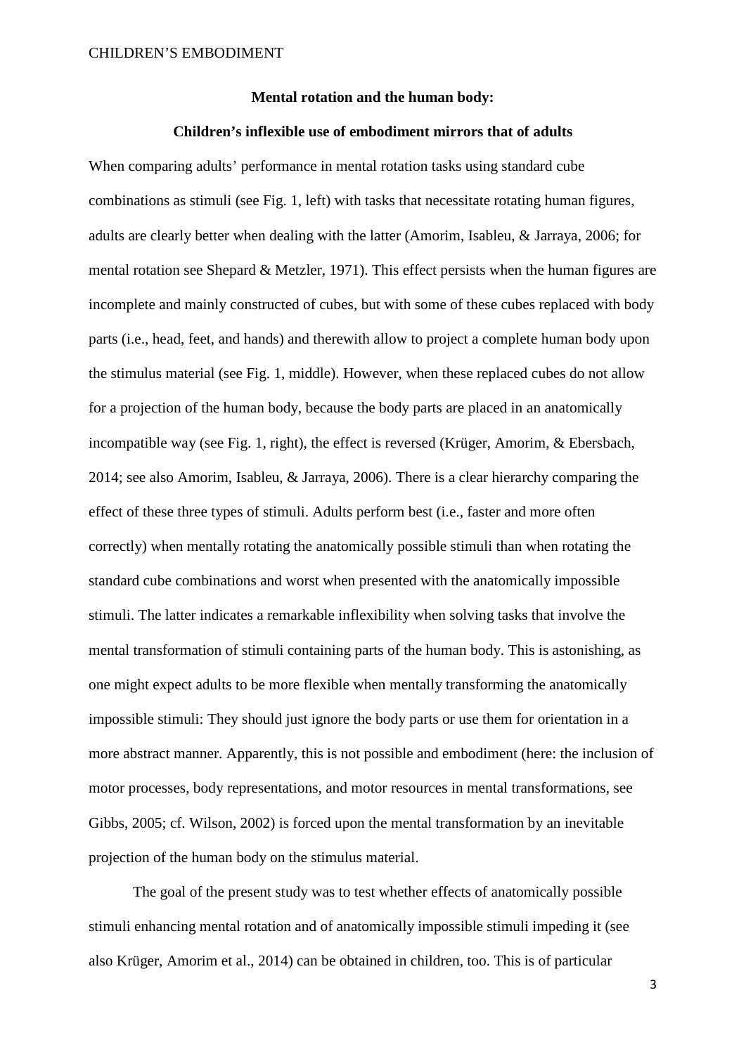**Mental rotation and the human body:**

**Children's inflexible use of embodiment mirrors that of adults**

When comparing adults' performance in mental rotation tasks using standard cube combinations as stimuli (see Fig. 1, left) with tasks that necessitate rotating human figures, adults are clearly better when dealing with the latter (Amorim, Isableu, & Jarraya, 2006; for mental rotation see Shepard & Metzler, 1971). This effect persists when the human figures are incomplete and mainly constructed of cubes, but with some of these cubes replaced with body parts (i.e., head, feet, and hands) and therewith allow to project a complete human body upon the stimulus material (see Fig. 1, middle). However, when these replaced cubes do not allow for a projection of the human body, because the body parts are placed in an anatomically incompatible way (see Fig. 1, right), the effect is reversed (Krüger, Amorim, & Ebersbach, 2014; see also Amorim, Isableu, & Jarraya, 2006). There is a clear hierarchy comparing the effect of these three types of stimuli. Adults perform best (i.e., faster and more often correctly) when mentally rotating the anatomically possible stimuli than when rotating the standard cube combinations and worst when presented with the anatomically impossible stimuli. The latter indicates a remarkable inflexibility when solving tasks that involve the mental transformation of stimuli containing parts of the human body. This is astonishing, as one might expect adults to be more flexible when mentally transforming the anatomically impossible stimuli: They should just ignore the body parts or use them for orientation in a more abstract manner. Apparently, this is not possible and embodiment (here: the inclusion of motor processes, body representations, and motor resources in mental transformations, see Gibbs, 2005; cf. Wilson, 2002) is forced upon the mental transformation by an inevitable projection of the human body on the stimulus material.

The goal of the present study was to test whether effects of anatomically possible stimuli enhancing mental rotation and of anatomically impossible stimuli impeding it (see also Krüger, Amorim et al., 2014) can be obtained in children, too. This is of particular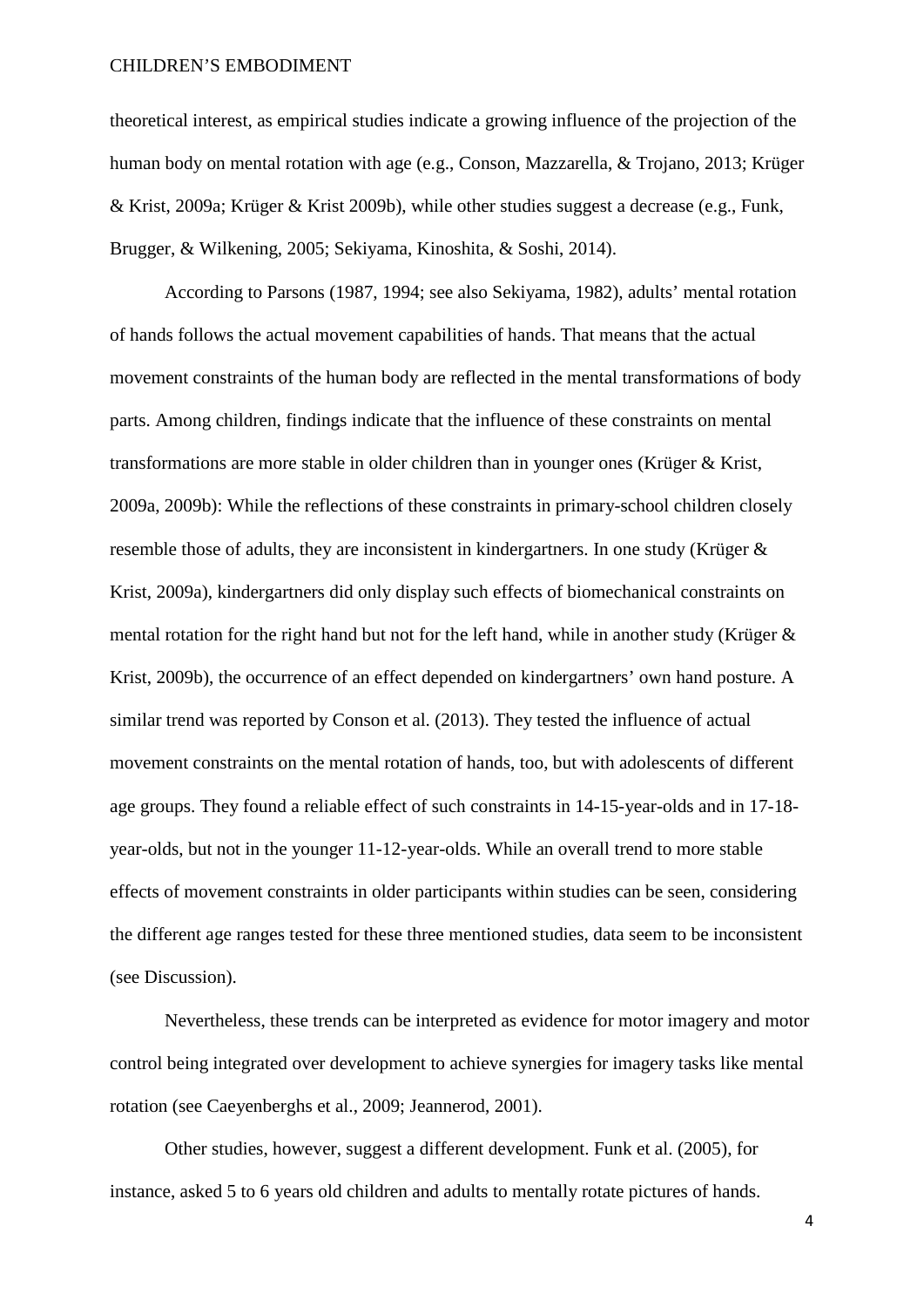theoretical interest, as empirical studies indicate a growing influence of the projection of the human body on mental rotation with age (e.g., Conson, Mazzarella, & Trojano, 2013; Krüger & Krist, 2009a; Krüger & Krist 2009b), while other studies suggest a decrease (e.g., Funk, Brugger, & Wilkening, 2005; Sekiyama, Kinoshita, & Soshi, 2014).

According to Parsons (1987, 1994; see also Sekiyama, 1982), adults' mental rotation of hands follows the actual movement capabilities of hands. That means that the actual movement constraints of the human body are reflected in the mental transformations of body parts. Among children, findings indicate that the influence of these constraints on mental transformations are more stable in older children than in younger ones (Krüger & Krist, 2009a, 2009b): While the reflections of these constraints in primary-school children closely resemble those of adults, they are inconsistent in kindergartners. In one study (Krüger & Krist, 2009a), kindergartners did only display such effects of biomechanical constraints on mental rotation for the right hand but not for the left hand, while in another study (Krüger & Krist, 2009b), the occurrence of an effect depended on kindergartners' own hand posture. A similar trend was reported by Conson et al. (2013). They tested the influence of actual movement constraints on the mental rotation of hands, too, but with adolescents of different age groups. They found a reliable effect of such constraints in 14-15-year-olds and in 17-18-year-olds, but not in the younger 11-12-year-olds. While an overall trend to more stable effects of movement constraints in older participants within studies can be seen, considering the different age ranges tested for these three mentioned studies, data seem to be inconsistent (see Discussion).

Nevertheless, these trends can be interpreted as evidence for motor imagery and motor control being integrated over development to achieve synergies for imagery tasks like mental rotation (see Caeyenberghs et al., 2009; Jeannerod, 2001).

Other studies, however, suggest a different development. Funk et al. (2005), for instance, asked 5 to 6 years old children and adults to mentally rotate pictures of hands.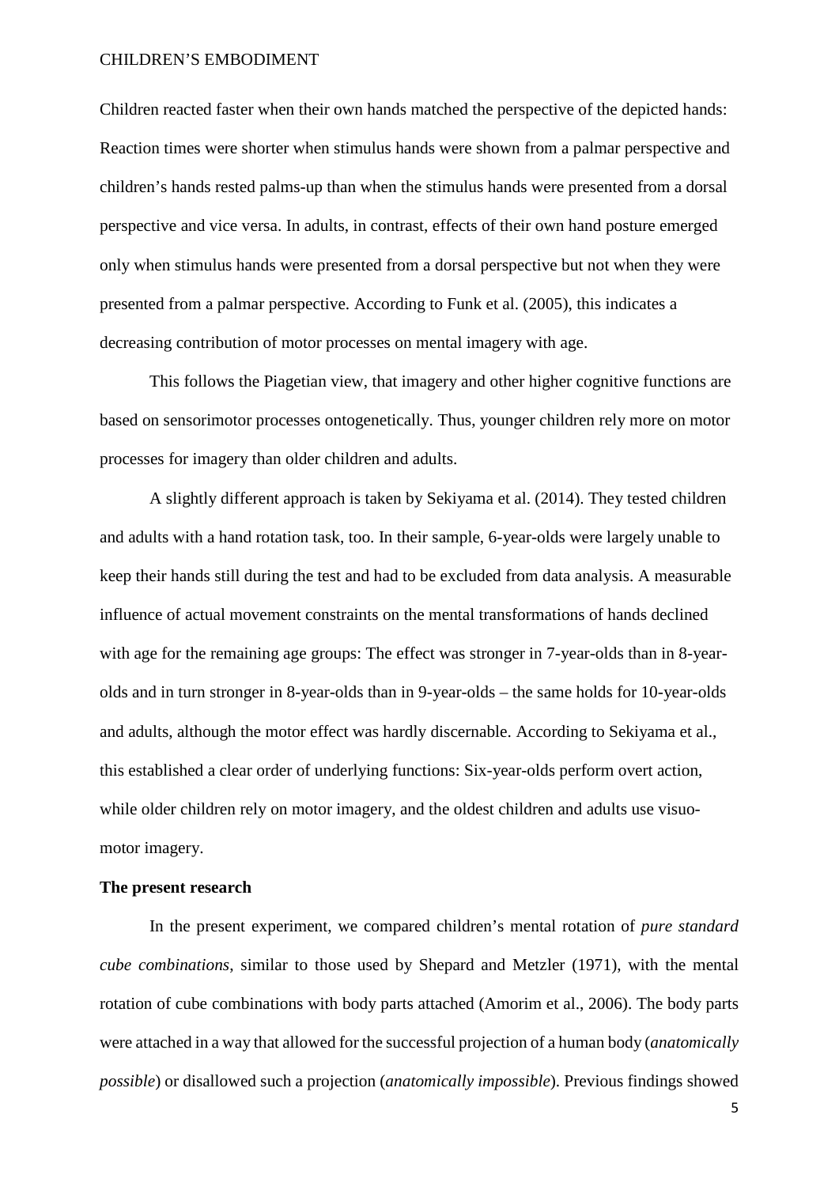Children reacted faster when their own hands matched the perspective of the depicted hands: Reaction times were shorter when stimulus hands were shown from a palmar perspective and children's hands rested palms-up than when the stimulus hands were presented from a dorsal perspective and vice versa. In adults, in contrast, effects of their own hand posture emerged only when stimulus hands were presented from a dorsal perspective but not when they were presented from a palmar perspective. According to Funk et al. (2005), this indicates a decreasing contribution of motor processes on mental imagery with age.

This follows the Piagetian view, that imagery and other higher cognitive functions are based on sensorimotor processes ontogenetically. Thus, younger children rely more on motor processes for imagery than older children and adults.

A slightly different approach is taken by Sekiyama et al. (2014). They tested children and adults with a hand rotation task, too. In their sample, 6-year-olds were largely unable to keep their hands still during the test and had to be excluded from data analysis. A measurable influence of actual movement constraints on the mental transformations of hands declined with age for the remaining age groups: The effect was stronger in 7-year-olds than in 8-year-olds and in turn stronger in 8-year-olds than in 9-year-olds – the same holds for 10-year-olds and adults, although the motor effect was hardly discernable. According to Sekiyama et al., this established a clear order of underlying functions: Six-year-olds perform overt action, while older children rely on motor imagery, and the oldest children and adults use visuo-motor imagery.

**The present research**

In the present experiment, we compared children's mental rotation of *pure standard cube combinations*, similar to those used by Shepard and Metzler (1971), with the mental rotation of cube combinations with body parts attached (Amorim et al., 2006). The body parts were attached in a way that allowed for the successful projection of a human body (*anatomically possible*) or disallowed such a projection (*anatomically impossible*). Previous findings showed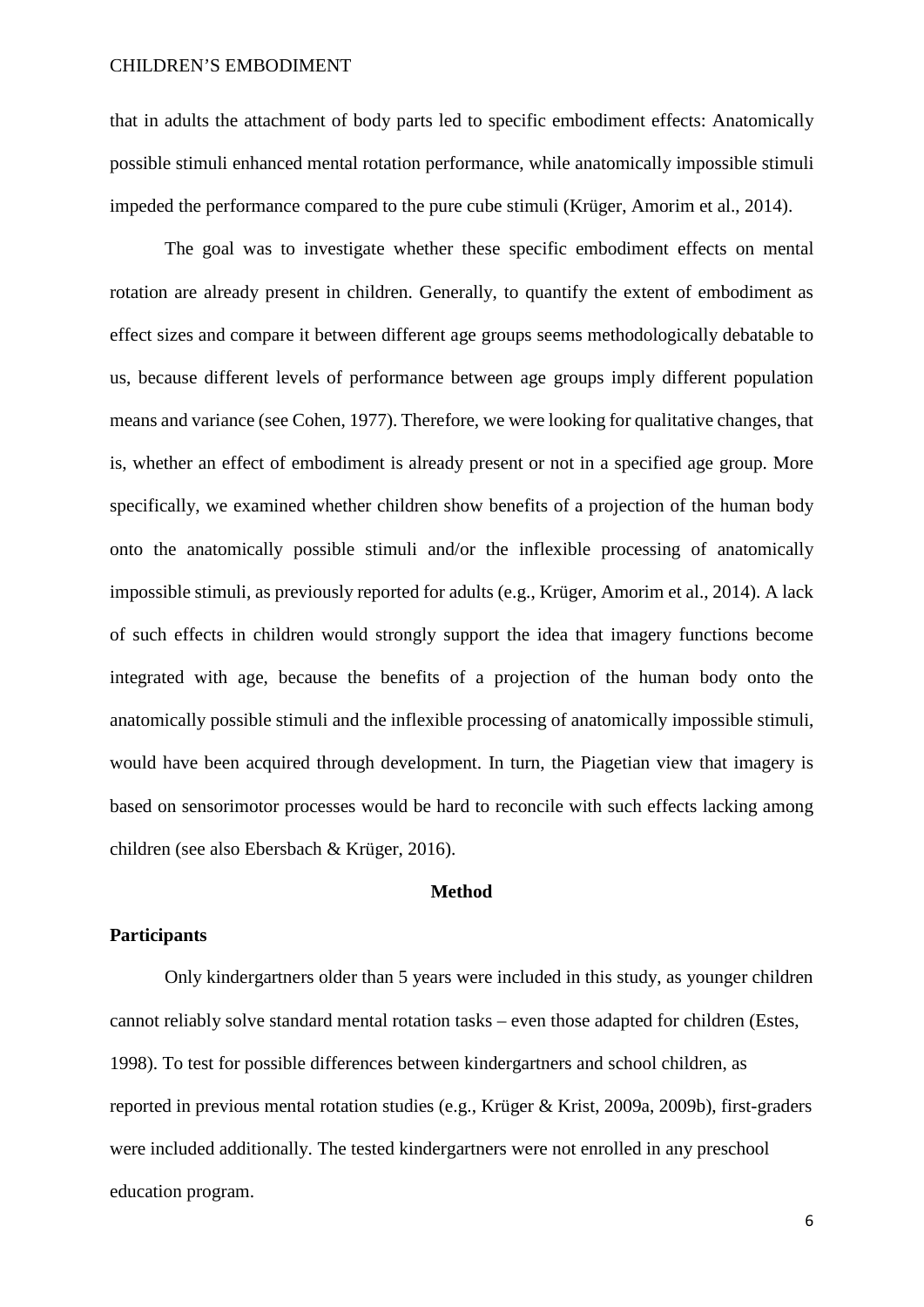that in adults the attachment of body parts led to specific embodiment effects: Anatomically possible stimuli enhanced mental rotation performance, while anatomically impossible stimuli impeded the performance compared to the pure cube stimuli (Krüger, Amorim et al., 2014).

The goal was to investigate whether these specific embodiment effects on mental rotation are already present in children. Generally, to quantify the extent of embodiment as effect sizes and compare it between different age groups seems methodologically debatable to us, because different levels of performance between age groups imply different population means and variance (see Cohen, 1977). Therefore, we were looking for qualitative changes, that is, whether an effect of embodiment is already present or not in a specified age group. More specifically, we examined whether children show benefits of a projection of the human body onto the anatomically possible stimuli and/or the inflexible processing of anatomically impossible stimuli, as previously reported for adults (e.g., Krüger, Amorim et al., 2014). A lack of such effects in children would strongly support the idea that imagery functions become integrated with age, because the benefits of a projection of the human body onto the anatomically possible stimuli and the inflexible processing of anatomically impossible stimuli, would have been acquired through development. In turn, the Piagetian view that imagery is based on sensorimotor processes would be hard to reconcile with such effects lacking among children (see also Ebersbach & Krüger, 2016).

## Method

### Participants

Only kindergartners older than 5 years were included in this study, as younger children cannot reliably solve standard mental rotation tasks – even those adapted for children (Estes, 1998). To test for possible differences between kindergartners and school children, as reported in previous mental rotation studies (e.g., Krüger & Krist, 2009a, 2009b), first-graders were included additionally. The tested kindergartners were not enrolled in any preschool education program.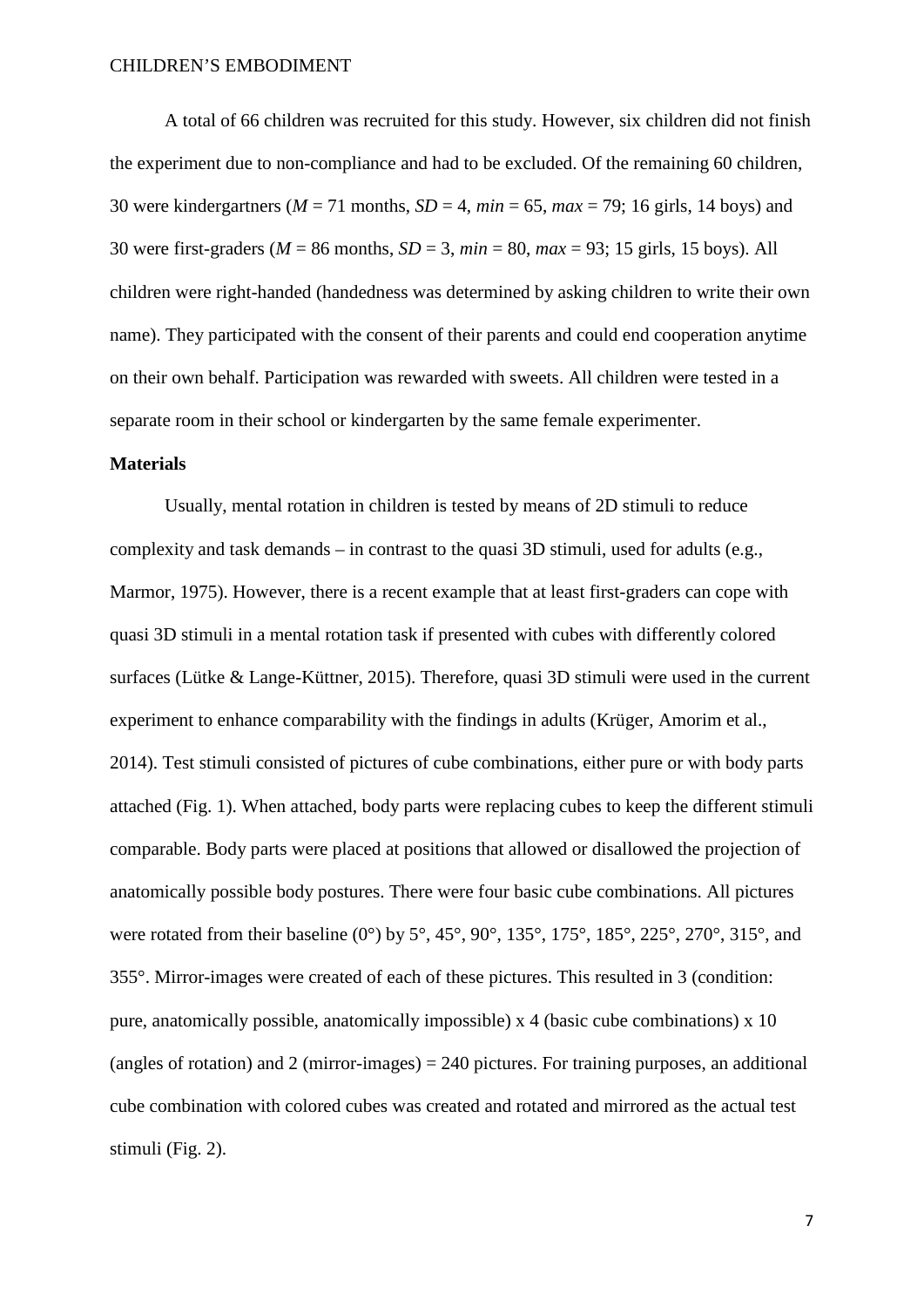A total of 66 children was recruited for this study. However, six children did not finish the experiment due to non-compliance and had to be excluded. Of the remaining 60 children, 30 were kindergartners ($M$ = 71 months, $SD$ = 4, $min$ = 65, $max$ = 79; 16 girls, 14 boys) and 30 were first-graders ($M$ = 86 months, $SD$ = 3, $min$ = 80, $max$ = 93; 15 girls, 15 boys). All children were right-handed (handedness was determined by asking children to write their own name). They participated with the consent of their parents and could end cooperation anytime on their own behalf. Participation was rewarded with sweets. All children were tested in a separate room in their school or kindergarten by the same female experimenter.

**Materials**

Usually, mental rotation in children is tested by means of 2D stimuli to reduce complexity and task demands – in contrast to the quasi 3D stimuli, used for adults (e.g., Marmor, 1975). However, there is a recent example that at least first-graders can cope with quasi 3D stimuli in a mental rotation task if presented with cubes with differently colored surfaces (Lütke & Lange-Küttner, 2015). Therefore, quasi 3D stimuli were used in the current experiment to enhance comparability with the findings in adults (Krüger, Amorim et al., 2014). Test stimuli consisted of pictures of cube combinations, either pure or with body parts attached (Fig. 1). When attached, body parts were replacing cubes to keep the different stimuli comparable. Body parts were placed at positions that allowed or disallowed the projection of anatomically possible body postures. There were four basic cube combinations. All pictures were rotated from their baseline (0°) by 5°, 45°, 90°, 135°, 175°, 185°, 225°, 270°, 315°, and 355°. Mirror-images were created of each of these pictures. This resulted in 3 (condition: pure, anatomically possible, anatomically impossible) x 4 (basic cube combinations) x 10 (angles of rotation) and 2 (mirror-images) = 240 pictures. For training purposes, an additional cube combination with colored cubes was created and rotated and mirrored as the actual test stimuli (Fig. 2).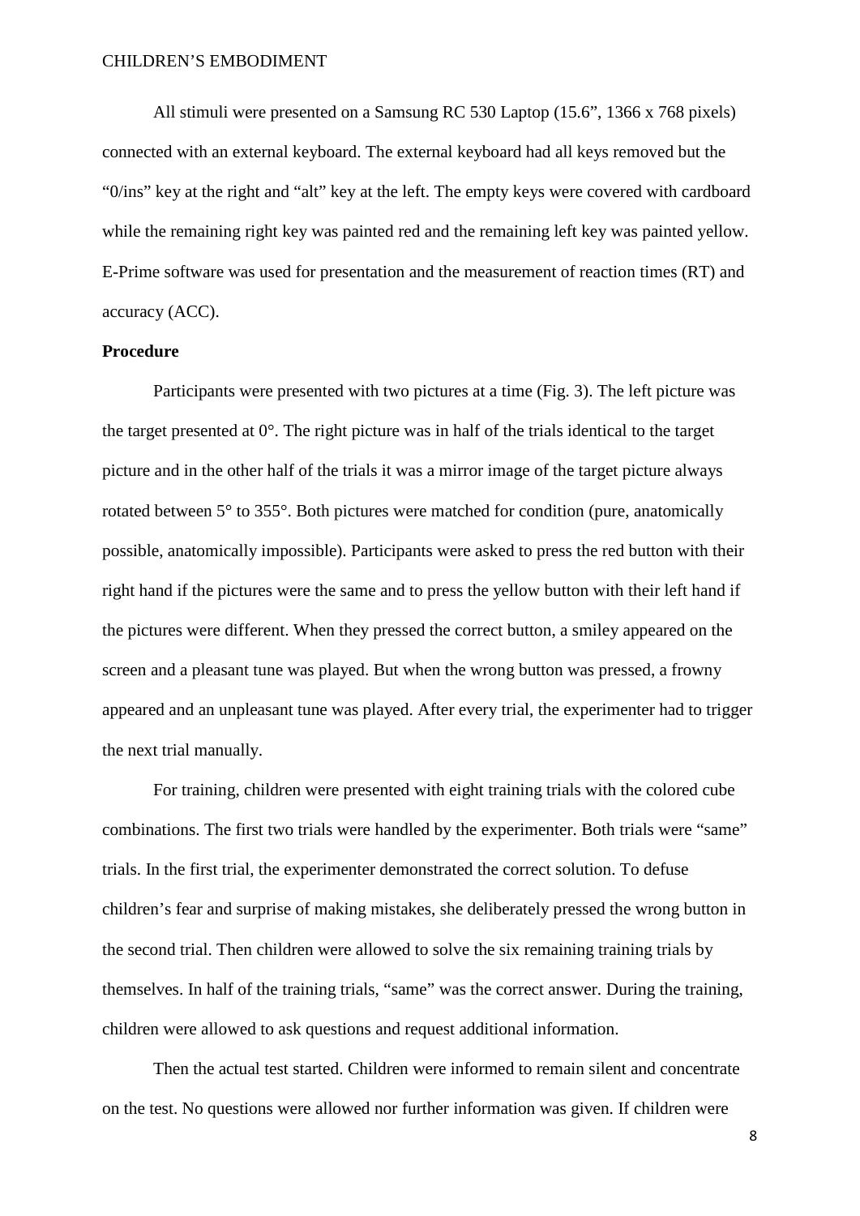All stimuli were presented on a Samsung RC 530 Laptop (15.6", 1366 x 768 pixels) connected with an external keyboard. The external keyboard had all keys removed but the "0/ins" key at the right and "alt" key at the left. The empty keys were covered with cardboard while the remaining right key was painted red and the remaining left key was painted yellow. E-Prime software was used for presentation and the measurement of reaction times (RT) and accuracy (ACC).

**Procedure**

Participants were presented with two pictures at a time (Fig. 3). The left picture was the target presented at 0°. The right picture was in half of the trials identical to the target picture and in the other half of the trials it was a mirror image of the target picture always rotated between 5° to 355°. Both pictures were matched for condition (pure, anatomically possible, anatomically impossible). Participants were asked to press the red button with their right hand if the pictures were the same and to press the yellow button with their left hand if the pictures were different. When they pressed the correct button, a smiley appeared on the screen and a pleasant tune was played. But when the wrong button was pressed, a frowny appeared and an unpleasant tune was played. After every trial, the experimenter had to trigger the next trial manually.

For training, children were presented with eight training trials with the colored cube combinations. The first two trials were handled by the experimenter. Both trials were "same" trials. In the first trial, the experimenter demonstrated the correct solution. To defuse children's fear and surprise of making mistakes, she deliberately pressed the wrong button in the second trial. Then children were allowed to solve the six remaining training trials by themselves. In half of the training trials, "same" was the correct answer. During the training, children were allowed to ask questions and request additional information.

Then the actual test started. Children were informed to remain silent and concentrate on the test. No questions were allowed nor further information was given. If children were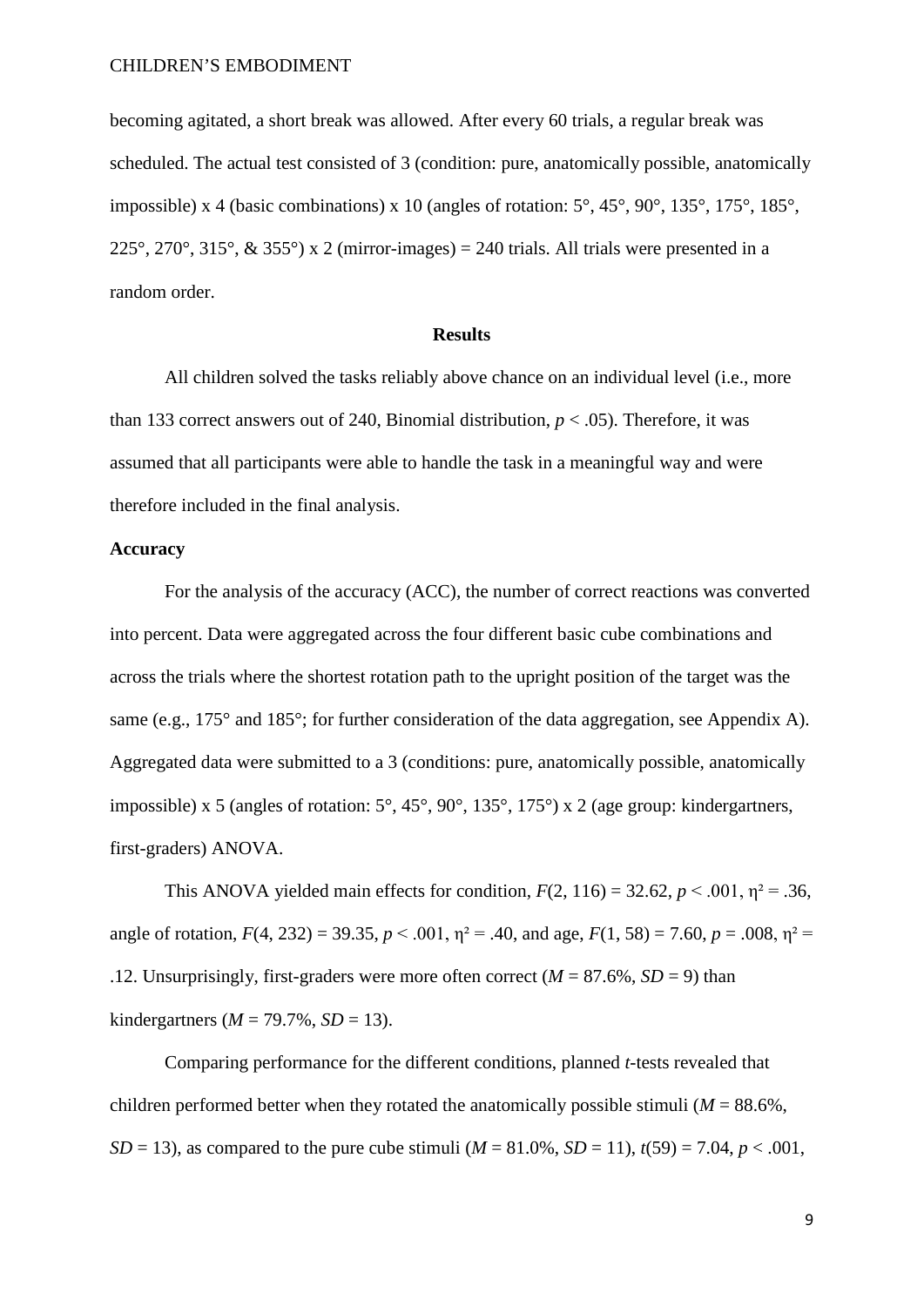becoming agitated, a short break was allowed. After every 60 trials, a regular break was scheduled. The actual test consisted of 3 (condition: pure, anatomically possible, anatomically impossible) x 4 (basic combinations) x 10 (angles of rotation: 5°, 45°, 90°, 135°, 175°, 185°, 225°, 270°, 315°, & 355°) x 2 (mirror-images) = 240 trials. All trials were presented in a random order.

## Results

All children solved the tasks reliably above chance on an individual level (i.e., more than 133 correct answers out of 240, Binomial distribution, $p < .05$). Therefore, it was assumed that all participants were able to handle the task in a meaningful way and were therefore included in the final analysis.

### Accuracy

For the analysis of the accuracy (ACC), the number of correct reactions was converted into percent. Data were aggregated across the four different basic cube combinations and across the trials where the shortest rotation path to the upright position of the target was the same (e.g., 175° and 185°; for further consideration of the data aggregation, see Appendix A). Aggregated data were submitted to a 3 (conditions: pure, anatomically possible, anatomically impossible) x 5 (angles of rotation: 5°, 45°, 90°, 135°, 175°) x 2 (age group: kindergartners, first-graders) ANOVA.

This ANOVA yielded main effects for condition, $F(2, 116) = 32.62$, $p < .001$, $\eta^2 = .36$, angle of rotation, $F(4, 232) = 39.35$, $p < .001$, $\eta^2 = .40$, and age, $F(1, 58) = 7.60$, $p = .008$, $\eta^2 = .12$. Unsurprisingly, first-graders were more often correct ($M = 87.6\%$, $SD = 9$) than kindergartners ($M = 79.7\%$, $SD = 13$).

Comparing performance for the different conditions, planned *t*-tests revealed that children performed better when they rotated the anatomically possible stimuli ($M = 88.6\%$, $SD = 13$), as compared to the pure cube stimuli ($M = 81.0\%$, $SD = 11$), $t(59) = 7.04$, $p < .001$,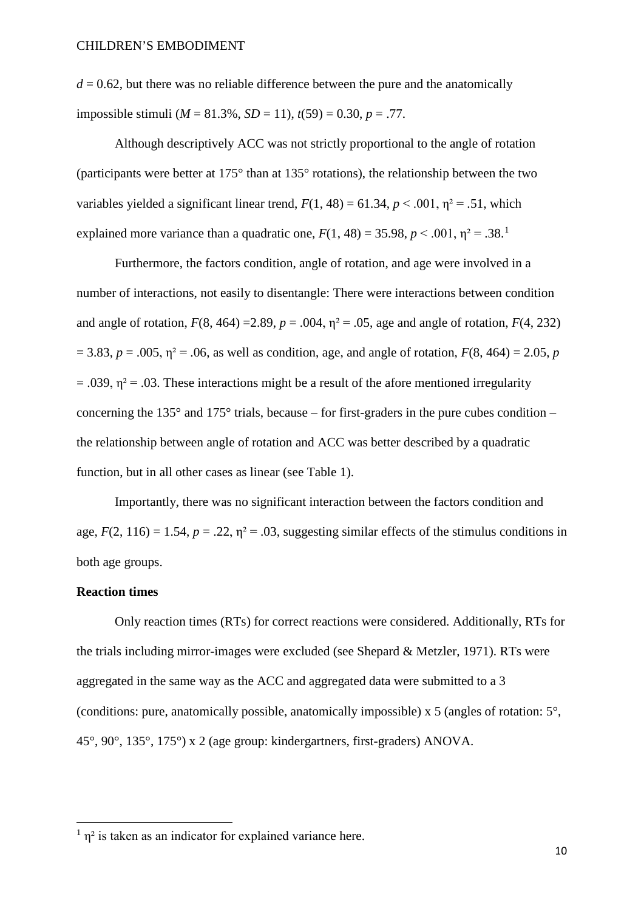$d = 0.62$, but there was no reliable difference between the pure and the anatomically impossible stimuli ($M = 81.3\%$, $SD = 11$), $t(59) = 0.30$, $p = .77$.

Although descriptively ACC was not strictly proportional to the angle of rotation (participants were better at 175° than at 135° rotations), the relationship between the two variables yielded a significant linear trend, $F(1, 48) = 61.34$, $p < .001$, $\eta^2 = .51$, which explained more variance than a quadratic one, $F(1, 48) = 35.98$, $p < .001$, $\eta^2 = .38$.[1]

Furthermore, the factors condition, angle of rotation, and age were involved in a number of interactions, not easily to disentangle: There were interactions between condition and angle of rotation, $F(8, 464) = 2.89$, $p = .004$, $\eta^2 = .05$, age and angle of rotation, $F(4, 232) = 3.83$, $p = .005$, $\eta^2 = .06$, as well as condition, age, and angle of rotation, $F(8, 464) = 2.05$, $p = .039$, $\eta^2 = .03$. These interactions might be a result of the afore mentioned irregularity concerning the 135° and 175° trials, because – for first-graders in the pure cubes condition – the relationship between angle of rotation and ACC was better described by a quadratic function, but in all other cases as linear (see Table 1).

Importantly, there was no significant interaction between the factors condition and age, $F(2, 116) = 1.54$, $p = .22$, $\eta^2 = .03$, suggesting similar effects of the stimulus conditions in both age groups.

**Reaction times**

Only reaction times (RTs) for correct reactions were considered. Additionally, RTs for the trials including mirror-images were excluded (see Shepard & Metzler, 1971). RTs were aggregated in the same way as the ACC and aggregated data were submitted to a 3 (conditions: pure, anatomically possible, anatomically impossible) x 5 (angles of rotation: 5°, 45°, 90°, 135°, 175°) x 2 (age group: kindergartners, first-graders) ANOVA.

[1] $\eta^2$ is taken as an indicator for explained variance here.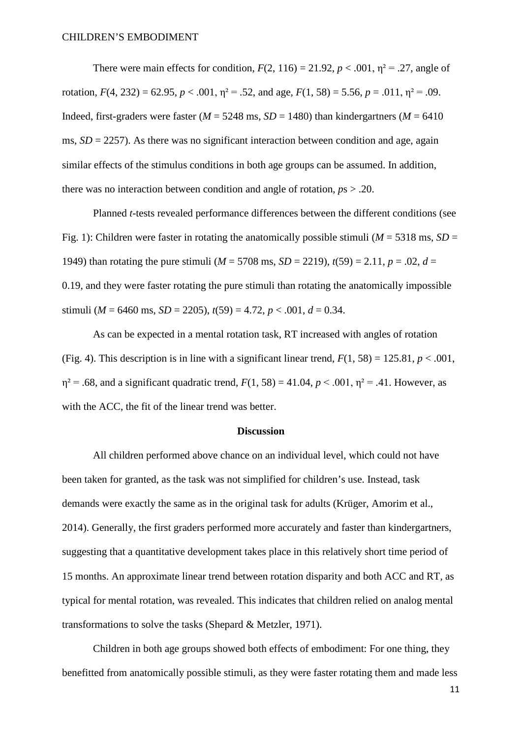There were main effects for condition, $F(2, 116) = 21.92$, $p < .001$, $\eta^2 = .27$, angle of rotation, $F(4, 232) = 62.95$, $p < .001$, $\eta^2 = .52$, and age, $F(1, 58) = 5.56$, $p = .011$, $\eta^2 = .09$. Indeed, first-graders were faster ($M = 5248$ ms, $SD = 1480$) than kindergartners ($M = 6410$ ms, $SD = 2257$). As there was no significant interaction between condition and age, again similar effects of the stimulus conditions in both age groups can be assumed. In addition, there was no interaction between condition and angle of rotation, *p*s > .20.

Planned *t*-tests revealed performance differences between the different conditions (see Fig. 1): Children were faster in rotating the anatomically possible stimuli ($M = 5318$ ms, $SD = 1949$) than rotating the pure stimuli ($M = 5708$ ms, $SD = 2219$), $t(59) = 2.11$, $p = .02$, $d = 0.19$, and they were faster rotating the pure stimuli than rotating the anatomically impossible stimuli ($M = 6460$ ms, $SD = 2205$), $t(59) = 4.72$, $p < .001$, $d = 0.34$.

As can be expected in a mental rotation task, RT increased with angles of rotation (Fig. 4). This description is in line with a significant linear trend, $F(1, 58) = 125.81$, $p < .001$, $\eta^2 = .68$, and a significant quadratic trend, $F(1, 58) = 41.04$, $p < .001$, $\eta^2 = .41$. However, as with the ACC, the fit of the linear trend was better.

## Discussion

All children performed above chance on an individual level, which could not have been taken for granted, as the task was not simplified for children's use. Instead, task demands were exactly the same as in the original task for adults (Krüger, Amorim et al., 2014). Generally, the first graders performed more accurately and faster than kindergartners, suggesting that a quantitative development takes place in this relatively short time period of 15 months. An approximate linear trend between rotation disparity and both ACC and RT, as typical for mental rotation, was revealed. This indicates that children relied on analog mental transformations to solve the tasks (Shepard & Metzler, 1971).

Children in both age groups showed both effects of embodiment: For one thing, they benefitted from anatomically possible stimuli, as they were faster rotating them and made less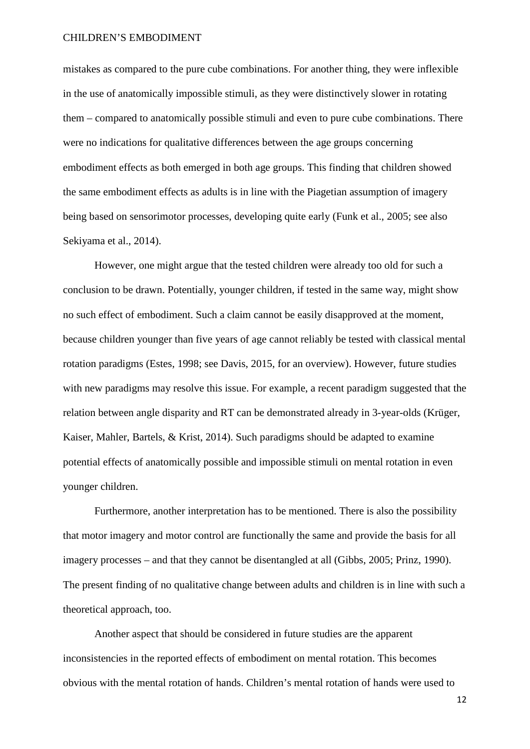mistakes as compared to the pure cube combinations. For another thing, they were inflexible in the use of anatomically impossible stimuli, as they were distinctively slower in rotating them – compared to anatomically possible stimuli and even to pure cube combinations. There were no indications for qualitative differences between the age groups concerning embodiment effects as both emerged in both age groups. This finding that children showed the same embodiment effects as adults is in line with the Piagetian assumption of imagery being based on sensorimotor processes, developing quite early (Funk et al., 2005; see also Sekiyama et al., 2014).

However, one might argue that the tested children were already too old for such a conclusion to be drawn. Potentially, younger children, if tested in the same way, might show no such effect of embodiment. Such a claim cannot be easily disapproved at the moment, because children younger than five years of age cannot reliably be tested with classical mental rotation paradigms (Estes, 1998; see Davis, 2015, for an overview). However, future studies with new paradigms may resolve this issue. For example, a recent paradigm suggested that the relation between angle disparity and RT can be demonstrated already in 3-year-olds (Krüger, Kaiser, Mahler, Bartels, & Krist, 2014). Such paradigms should be adapted to examine potential effects of anatomically possible and impossible stimuli on mental rotation in even younger children.

Furthermore, another interpretation has to be mentioned. There is also the possibility that motor imagery and motor control are functionally the same and provide the basis for all imagery processes – and that they cannot be disentangled at all (Gibbs, 2005; Prinz, 1990). The present finding of no qualitative change between adults and children is in line with such a theoretical approach, too.

Another aspect that should be considered in future studies are the apparent inconsistencies in the reported effects of embodiment on mental rotation. This becomes obvious with the mental rotation of hands. Children's mental rotation of hands were used to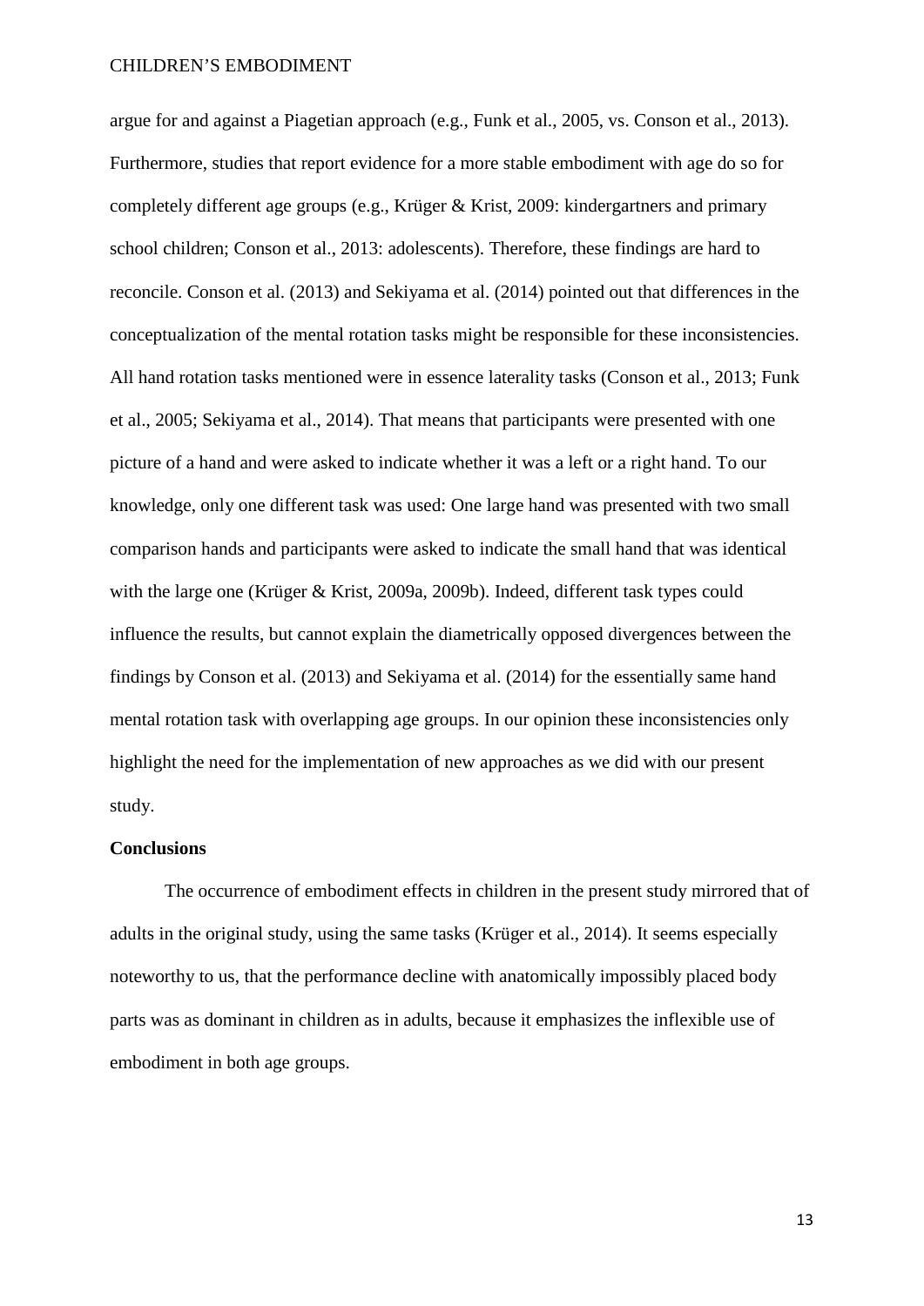argue for and against a Piagetian approach (e.g., Funk et al., 2005, vs. Conson et al., 2013). Furthermore, studies that report evidence for a more stable embodiment with age do so for completely different age groups (e.g., Krüger & Krist, 2009: kindergartners and primary school children; Conson et al., 2013: adolescents). Therefore, these findings are hard to reconcile. Conson et al. (2013) and Sekiyama et al. (2014) pointed out that differences in the conceptualization of the mental rotation tasks might be responsible for these inconsistencies. All hand rotation tasks mentioned were in essence laterality tasks (Conson et al., 2013; Funk et al., 2005; Sekiyama et al., 2014). That means that participants were presented with one picture of a hand and were asked to indicate whether it was a left or a right hand. To our knowledge, only one different task was used: One large hand was presented with two small comparison hands and participants were asked to indicate the small hand that was identical with the large one (Krüger & Krist, 2009a, 2009b). Indeed, different task types could influence the results, but cannot explain the diametrically opposed divergences between the findings by Conson et al. (2013) and Sekiyama et al. (2014) for the essentially same hand mental rotation task with overlapping age groups. In our opinion these inconsistencies only highlight the need for the implementation of new approaches as we did with our present study.

## Conclusions

The occurrence of embodiment effects in children in the present study mirrored that of adults in the original study, using the same tasks (Krüger et al., 2014). It seems especially noteworthy to us, that the performance decline with anatomically impossibly placed body parts was as dominant in children as in adults, because it emphasizes the inflexible use of embodiment in both age groups.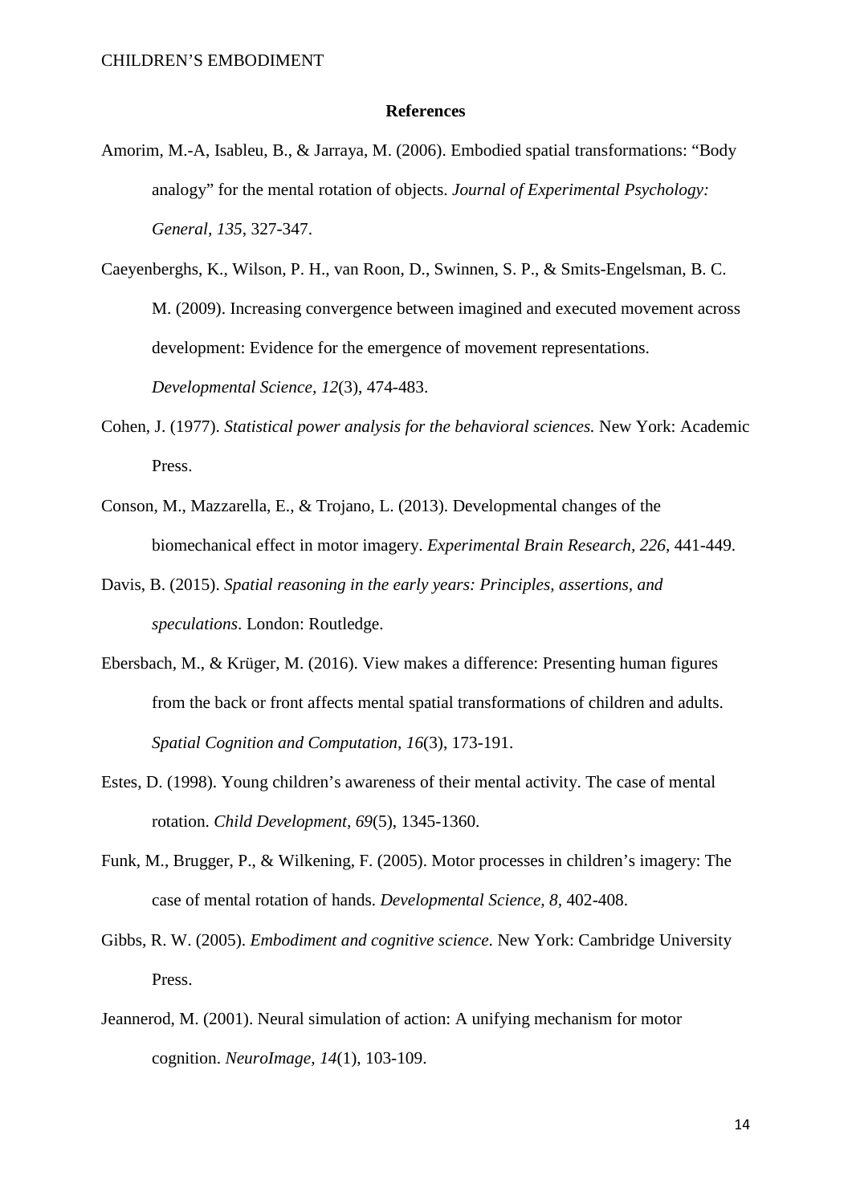## References

Amorim, M.-A, Isableu, B., & Jarraya, M. (2006). Embodied spatial transformations: "Body analogy" for the mental rotation of objects. *Journal of Experimental Psychology: General, 135*, 327-347.

Caeyenberghs, K., Wilson, P. H., van Roon, D., Swinnen, S. P., & Smits-Engelsman, B. C. M. (2009). Increasing convergence between imagined and executed movement across development: Evidence for the emergence of movement representations. *Developmental Science, 12*(3), 474-483.

Cohen, J. (1977). *Statistical power analysis for the behavioral sciences.* New York: Academic Press.

Conson, M., Mazzarella, E., & Trojano, L. (2013). Developmental changes of the biomechanical effect in motor imagery. *Experimental Brain Research, 226*, 441-449.

Davis, B. (2015). *Spatial reasoning in the early years: Principles, assertions, and speculations*. London: Routledge.

Ebersbach, M., & Krüger, M. (2016). View makes a difference: Presenting human figures from the back or front affects mental spatial transformations of children and adults. *Spatial Cognition and Computation, 16*(3), 173-191.

Estes, D. (1998). Young children's awareness of their mental activity. The case of mental rotation. *Child Development, 69*(5), 1345-1360.

Funk, M., Brugger, P., & Wilkening, F. (2005). Motor processes in children's imagery: The case of mental rotation of hands. *Developmental Science, 8*, 402-408.

Gibbs, R. W. (2005). *Embodiment and cognitive science*. New York: Cambridge University Press.

Jeannerod, M. (2001). Neural simulation of action: A unifying mechanism for motor cognition. *NeuroImage, 14*(1), 103-109.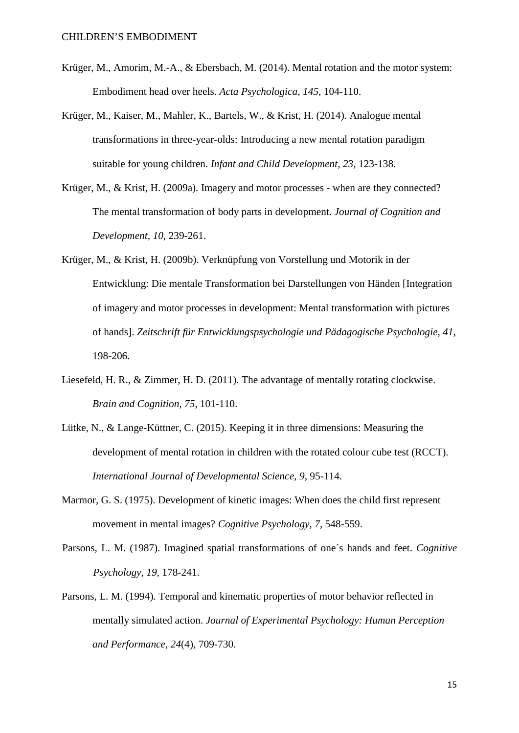Krüger, M., Amorim, M.-A., & Ebersbach, M. (2014). Mental rotation and the motor system: Embodiment head over heels. *Acta Psychologica*, *145*, 104-110.

Krüger, M., Kaiser, M., Mahler, K., Bartels, W., & Krist, H. (2014). Analogue mental transformations in three-year-olds: Introducing a new mental rotation paradigm suitable for young children. *Infant and Child Development, 23*, 123-138.

Krüger, M., & Krist, H. (2009a). Imagery and motor processes - when are they connected? The mental transformation of body parts in development. *Journal of Cognition and Development*, *10*, 239-261.

Krüger, M., & Krist, H. (2009b). Verknüpfung von Vorstellung und Motorik in der Entwicklung: Die mentale Transformation bei Darstellungen von Händen [Integration of imagery and motor processes in development: Mental transformation with pictures of hands]. *Zeitschrift für Entwicklungspsychologie und Pädagogische Psychologie*, *41*, 198-206.

Liesefeld, H. R., & Zimmer, H. D. (2011). The advantage of mentally rotating clockwise. *Brain and Cognition, 75*, 101-110.

Lütke, N., & Lange-Küttner, C. (2015). Keeping it in three dimensions: Measuring the development of mental rotation in children with the rotated colour cube test (RCCT). *International Journal of Developmental Science, 9*, 95-114.

Marmor, G. S. (1975). Development of kinetic images: When does the child first represent movement in mental images? *Cognitive Psychology, 7*, 548-559.

Parsons, L. M. (1987). Imagined spatial transformations of one´s hands and feet. *Cognitive Psychology*, *19*, 178-241.

Parsons, L. M. (1994). Temporal and kinematic properties of motor behavior reflected in mentally simulated action. *Journal of Experimental Psychology: Human Perception and Performance*, *24*(4), 709-730.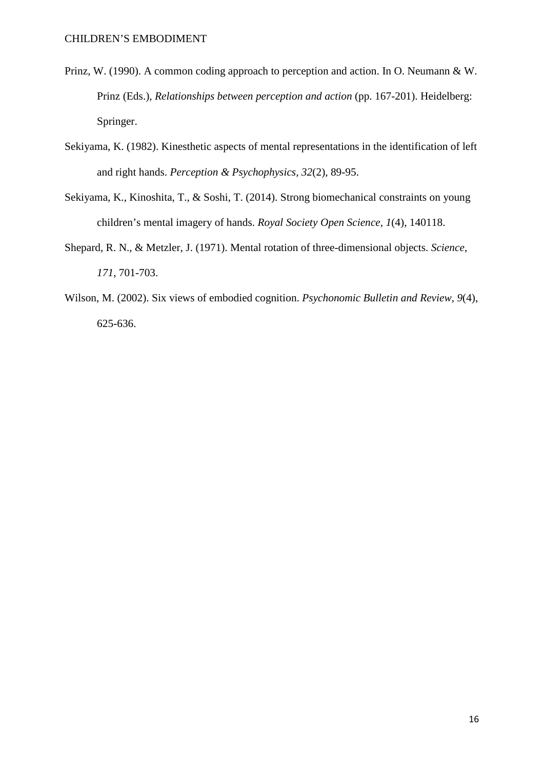Prinz, W. (1990). A common coding approach to perception and action. In O. Neumann & W. Prinz (Eds.), *Relationships between perception and action* (pp. 167-201). Heidelberg: Springer.

Sekiyama, K. (1982). Kinesthetic aspects of mental representations in the identification of left and right hands. *Perception & Psychophysics, 32*(2), 89-95.

Sekiyama, K., Kinoshita, T., & Soshi, T. (2014). Strong biomechanical constraints on young children's mental imagery of hands. *Royal Society Open Science, 1*(4), 140118.

Shepard, R. N., & Metzler, J. (1971). Mental rotation of three-dimensional objects. *Science, 171*, 701-703.

Wilson, M. (2002). Six views of embodied cognition. *Psychonomic Bulletin and Review, 9*(4), 625-636.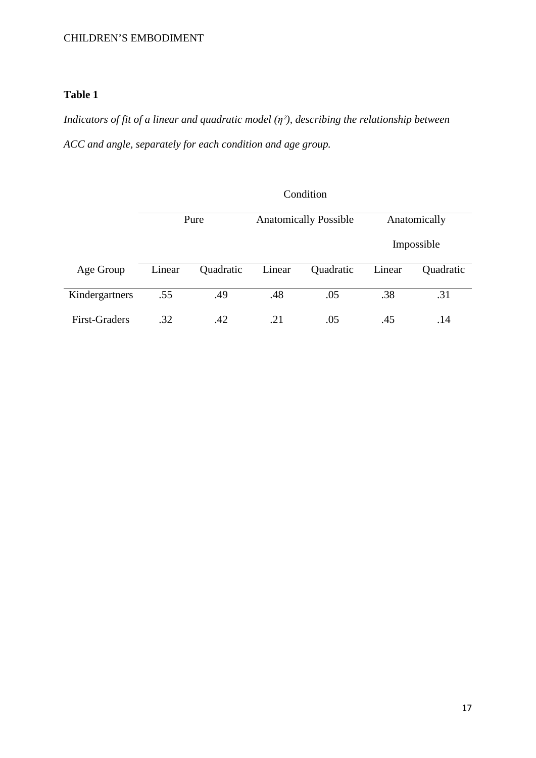**Table 1**

*Indicators of fit of a linear and quadratic model ($\eta^2$), describing the relationship between ACC and angle, separately for each condition and age group.*

| | Condition | | | | | |
|---|---|---|---|---|---|---|
| | Pure | | Anatomically Possible | | Anatomically Impossible | |
| Age Group | Linear | Quadratic | Linear | Quadratic | Linear | Quadratic |
| Kindergartners | .55 | .49 | .48 | .05 | .38 | .31 |
| First-Graders | .32 | .42 | .21 | .05 | .45 | .14 |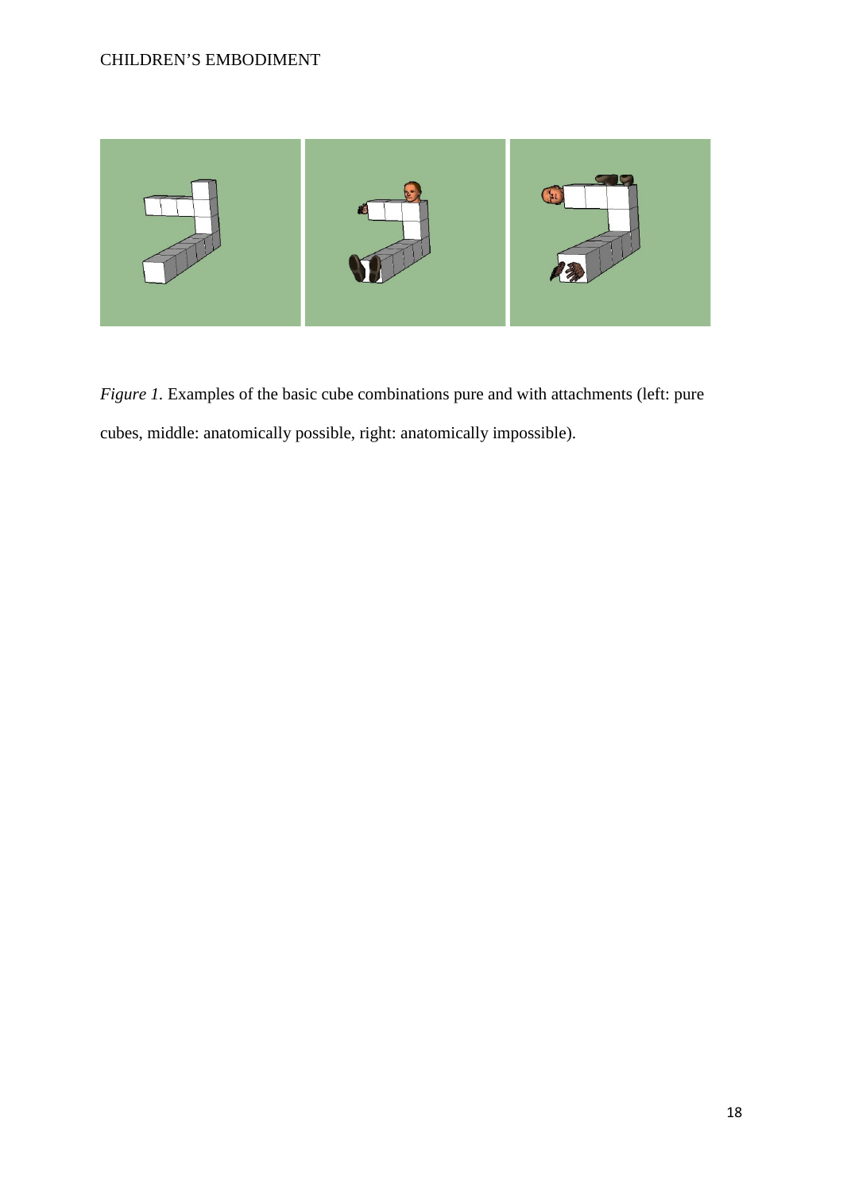*Figure 1.* Examples of the basic cube combinations pure and with attachments (left: pure cubes, middle: anatomically possible, right: anatomically impossible).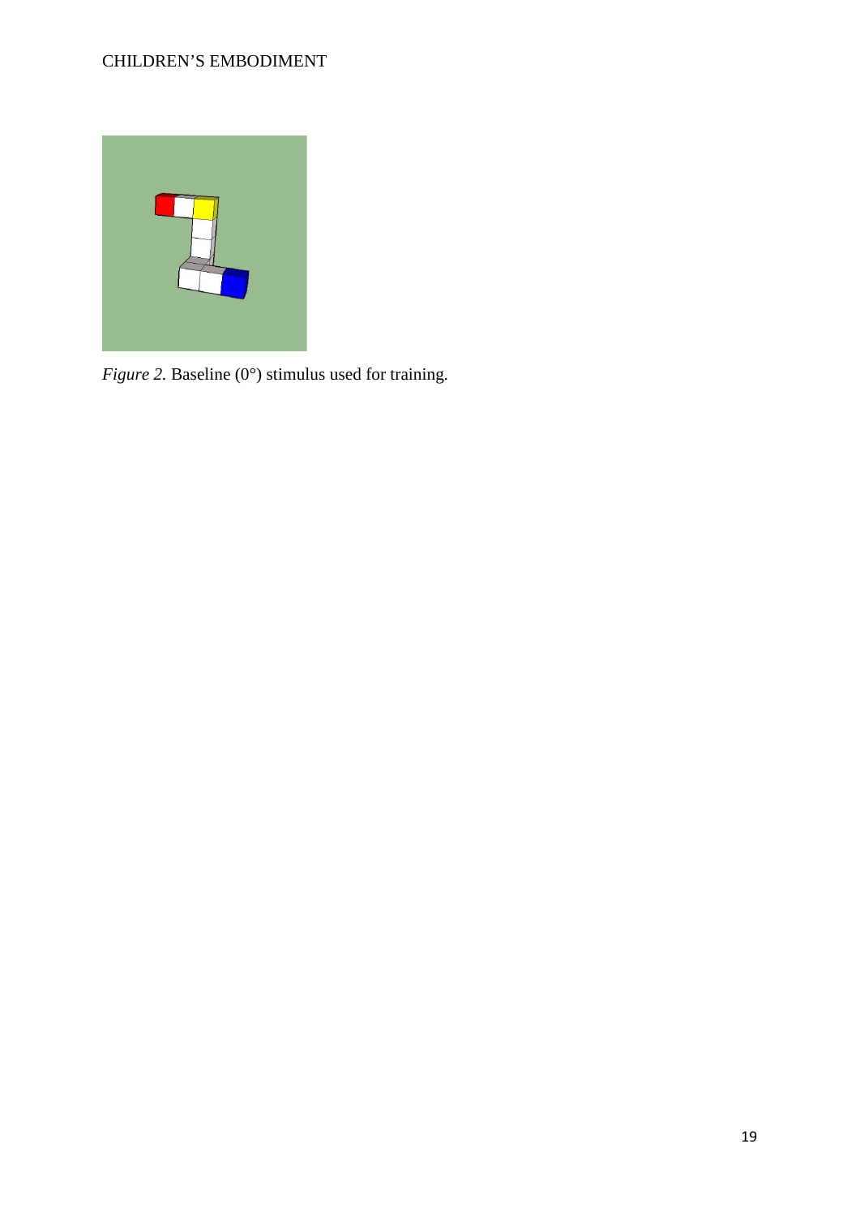*Figure 2.* Baseline (0°) stimulus used for training.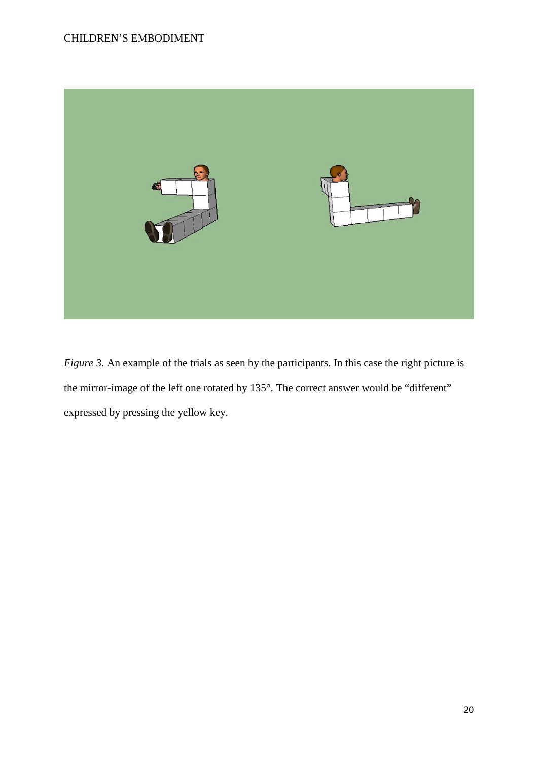*Figure 3.* An example of the trials as seen by the participants. In this case the right picture is the mirror-image of the left one rotated by 135°. The correct answer would be "different" expressed by pressing the yellow key.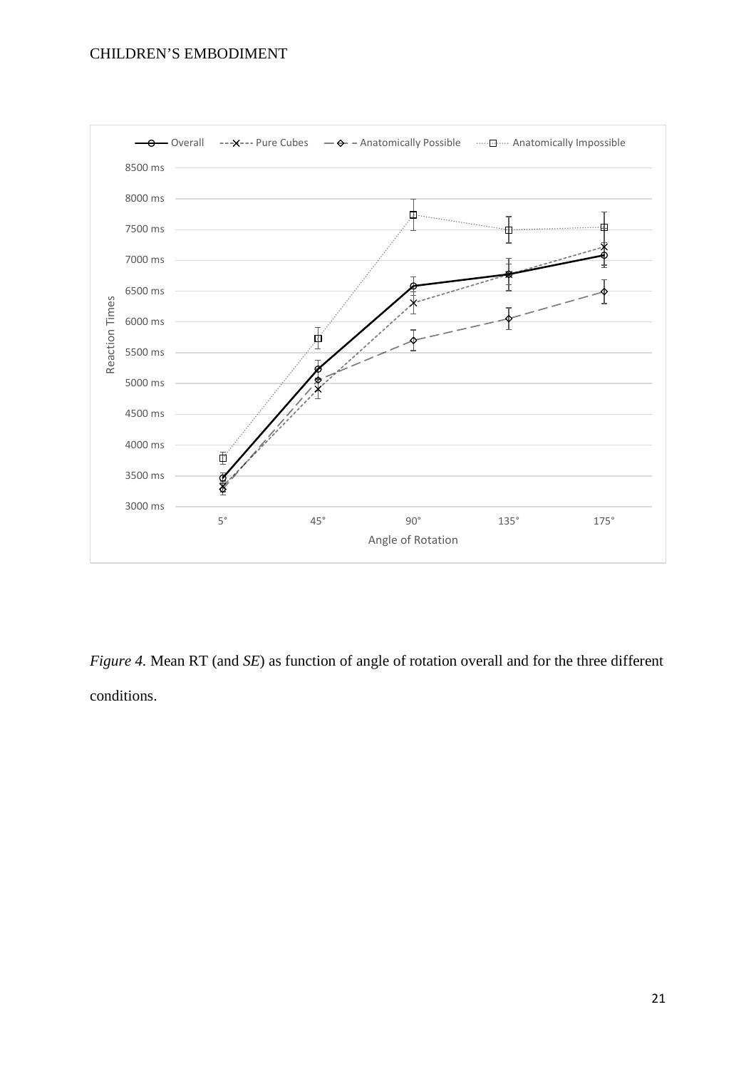*Figure 4.* Mean RT (and *SE*) as function of angle of rotation overall and for the three different conditions.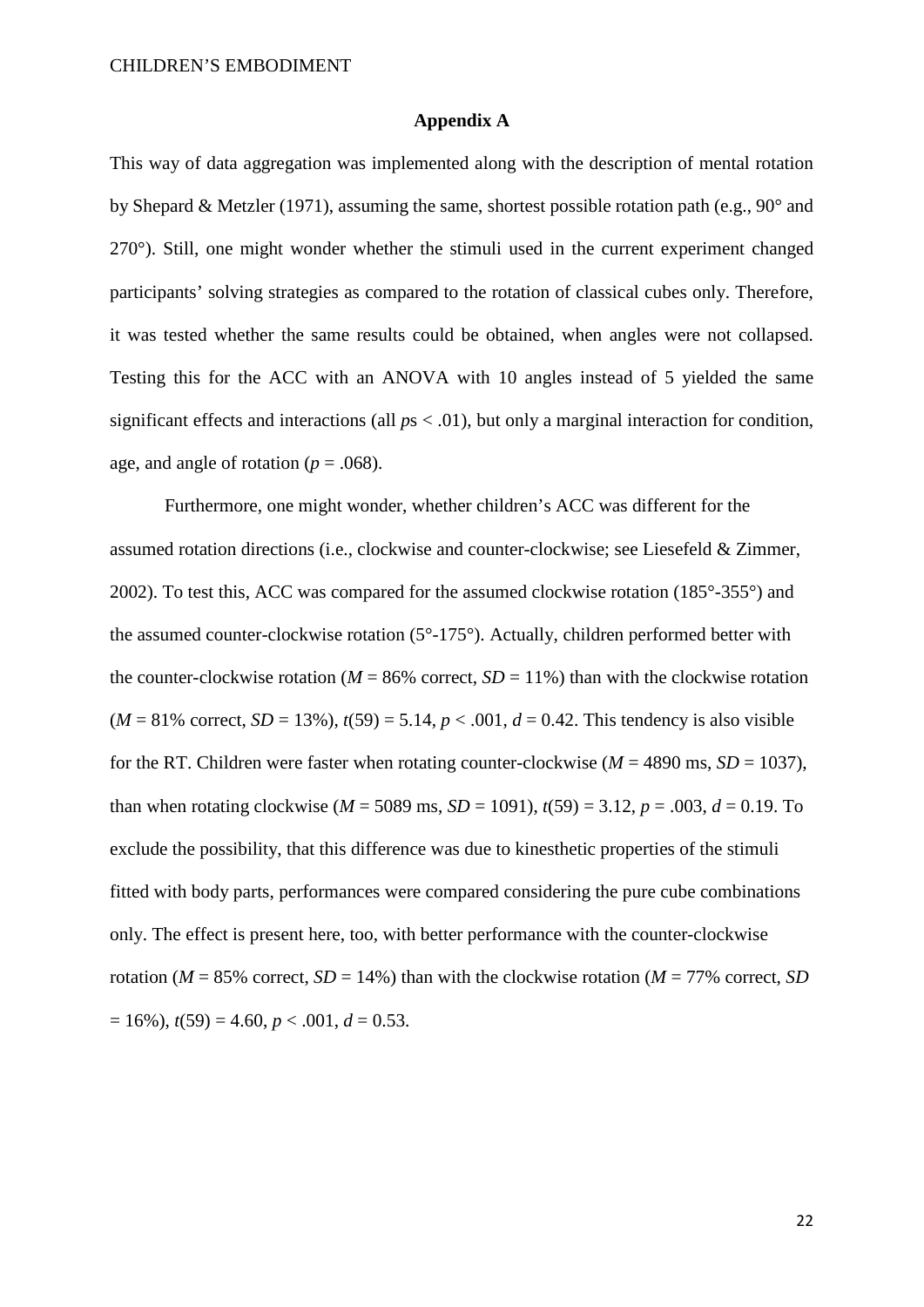## Appendix A

This way of data aggregation was implemented along with the description of mental rotation by Shepard & Metzler (1971), assuming the same, shortest possible rotation path (e.g., 90° and 270°). Still, one might wonder whether the stimuli used in the current experiment changed participants' solving strategies as compared to the rotation of classical cubes only. Therefore, it was tested whether the same results could be obtained, when angles were not collapsed. Testing this for the ACC with an ANOVA with 10 angles instead of 5 yielded the same significant effects and interactions (all $p$s < .01), but only a marginal interaction for condition, age, and angle of rotation ($p$ = .068).

Furthermore, one might wonder, whether children's ACC was different for the assumed rotation directions (i.e., clockwise and counter-clockwise; see Liesefeld & Zimmer, 2002). To test this, ACC was compared for the assumed clockwise rotation (185°-355°) and the assumed counter-clockwise rotation (5°-175°). Actually, children performed better with the counter-clockwise rotation ($M$ = 86% correct, $SD$ = 11%) than with the clockwise rotation ($M$ = 81% correct, $SD$ = 13%), $t(59) = 5.14$, $p < .001$, $d = 0.42$. This tendency is also visible for the RT. Children were faster when rotating counter-clockwise ($M$ = 4890 ms, $SD$ = 1037), than when rotating clockwise ($M$ = 5089 ms, $SD$ = 1091), $t(59) = 3.12$, $p = .003$, $d = 0.19$. To exclude the possibility, that this difference was due to kinesthetic properties of the stimuli fitted with body parts, performances were compared considering the pure cube combinations only. The effect is present here, too, with better performance with the counter-clockwise rotation ($M$ = 85% correct, $SD$ = 14%) than with the clockwise rotation ($M$ = 77% correct, $SD$ = 16%), $t(59) = 4.60$, $p < .001$, $d = 0.53$.